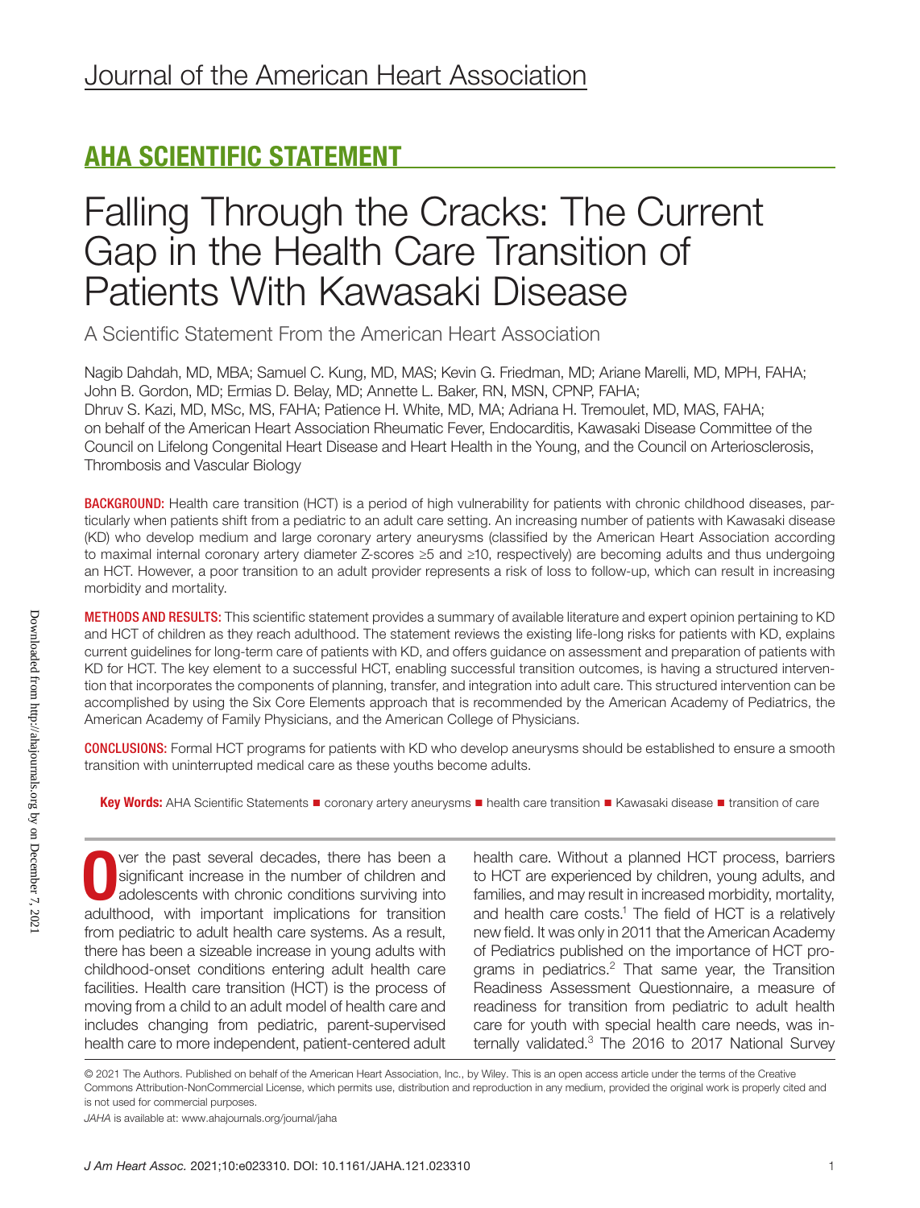Journal of the American Heart Association

## AHA SCIENTIFIC STATEMENT

# Falling Through the Cracks: The Current Gap in the Health Care Transition of Patients With Kawasaki Disease

A Scientific Statement From the American Heart Association

Nagib Dahdah, MD, MBA; Samuel C. Kung, MD, MAS; Kevin G. Friedman, MD; Ariane Marelli, MD, MPH, FAHA; John B. Gordon, MD; Ermias D. Belay, MD; Annette L. Baker, RN, MSN, CPNP, FAHA; Dhruv S. Kazi, MD, MSc, MS, FAHA; Patience H. White, MD, MA; Adriana H. Tremoulet, MD, MAS, FAHA; on behalf of the American Heart Association Rheumatic Fever, Endocarditis, Kawasaki Disease Committee of the Council on Lifelong Congenital Heart Disease and Heart Health in the Young, and the Council on Arteriosclerosis, Thrombosis and Vascular Biology

**BACKGROUND:** Health care transition (HCT) is a period of high vulnerability for patients with chronic childhood diseases, particularly when patients shift from a pediatric to an adult care setting. An increasing number of patients with Kawasaki disease (KD) who develop medium and large coronary artery aneurysms (classified by the American Heart Association according to maximal internal coronary artery diameter Z-scores ≥5 and ≥10, respectively) are becoming adults and thus undergoing an HCT. However, a poor transition to an adult provider represents a risk of loss to follow-up, which can result in increasing morbidity and mortality.

**METHODS AND RESULTS:** This scientific statement provides a summary of available literature and expert opinion pertaining to KD and HCT of children as they reach adulthood. The statement reviews the existing life-long risks for patients with KD, explains current guidelines for long-term care of patients with KD, and offers guidance on assessment and preparation of patients with KD for HCT. The key element to a successful HCT, enabling successful transition outcomes, is having a structured intervention that incorporates the components of planning, transfer, and integration into adult care. This structured intervention can be accomplished by using the Six Core Elements approach that is recommended by the American Academy of Pediatrics, the American Academy of Family Physicians, and the American College of Physicians.

**CONCLUSIONS:** Formal HCT programs for patients with KD who develop aneurysms should be established to ensure a smooth transition with uninterrupted medical care as these youths become adults.

**Key Words:** AHA Scientific Statements ■ coronary artery aneurysms ■ health care transition ■ Kawasaki disease ■ transition of care

Over the past several decades, there has been a significant increase in the number of children and adolescents with chronic conditions surviving into adulthood, with important implications for transition from pediatric to adult health care systems. As a result, there has been a sizeable increase in young adults with childhood-onset conditions entering adult health care facilities. Health care transition (HCT) is the process of moving from a child to an adult model of health care and includes changing from pediatric, parent-supervised health care to more independent, patient-centered adult health care. Without a planned HCT process, barriers to HCT are experienced by children, young adults, and families, and may result in increased morbidity, mortality, and health care costs.[1] The field of HCT is a relatively new field. It was only in 2011 that the American Academy of Pediatrics published on the importance of HCT programs in pediatrics.[2] That same year, the Transition Readiness Assessment Questionnaire, a measure of readiness for transition from pediatric to adult health care for youth with special health care needs, was internally validated.[3] The 2016 to 2017 National Survey

© 2021 The Authors. Published on behalf of the American Heart Association, Inc., by Wiley. This is an open access article under the terms of the Creative Commons Attribution-NonCommercial License, which permits use, distribution and reproduction in any medium, provided the original work is properly cited and is not used for commercial purposes.

*JAHA* is available at: www.ahajournals.org/journal/jaha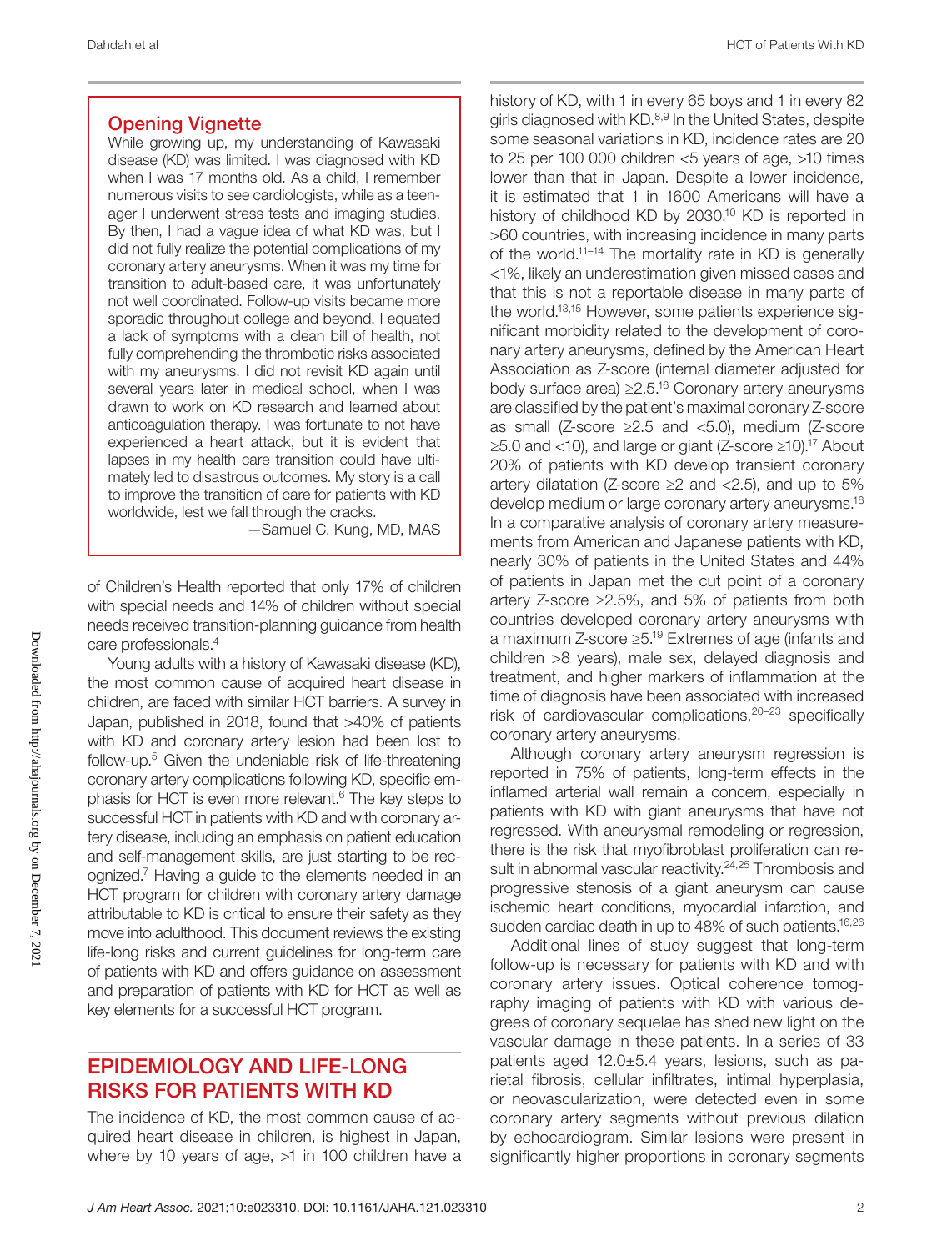## Opening Vignette

While growing up, my understanding of Kawasaki disease (KD) was limited. I was diagnosed with KD when I was 17 months old. As a child, I remember numerous visits to see cardiologists, while as a teenager I underwent stress tests and imaging studies. By then, I had a vague idea of what KD was, but I did not fully realize the potential complications of my coronary artery aneurysms. When it was my time for transition to adult-based care, it was unfortunately not well coordinated. Follow-up visits became more sporadic throughout college and beyond. I equated a lack of symptoms with a clean bill of health, not fully comprehending the thrombotic risks associated with my aneurysms. I did not revisit KD again until several years later in medical school, when I was drawn to work on KD research and learned about anticoagulation therapy. I was fortunate to not have experienced a heart attack, but it is evident that lapses in my health care transition could have ultimately led to disastrous outcomes. My story is a call to improve the transition of care for patients with KD worldwide, lest we fall through the cracks.

—Samuel C. Kung, MD, MAS

of Children's Health reported that only 17% of children with special needs and 14% of children without special needs received transition-planning guidance from health care professionals.[4]

Young adults with a history of Kawasaki disease (KD), the most common cause of acquired heart disease in children, are faced with similar HCT barriers. A survey in Japan, published in 2018, found that >40% of patients with KD and coronary artery lesion had been lost to follow-up.[5] Given the undeniable risk of life-threatening coronary artery complications following KD, specific emphasis for HCT is even more relevant.[6] The key steps to successful HCT in patients with KD and with coronary artery disease, including an emphasis on patient education and self-management skills, are just starting to be recognized.[7] Having a guide to the elements needed in an HCT program for children with coronary artery damage attributable to KD is critical to ensure their safety as they move into adulthood. This document reviews the existing life-long risks and current guidelines for long-term care of patients with KD and offers guidance on assessment and preparation of patients with KD for HCT as well as key elements for a successful HCT program.

## EPIDEMIOLOGY AND LIFE-LONG RISKS FOR PATIENTS WITH KD

The incidence of KD, the most common cause of acquired heart disease in children, is highest in Japan, where by 10 years of age, >1 in 100 children have a history of KD, with 1 in every 65 boys and 1 in every 82 girls diagnosed with KD.[8,9] In the United States, despite some seasonal variations in KD, incidence rates are 20 to 25 per 100 000 children <5 years of age, >10 times lower than that in Japan. Despite a lower incidence, it is estimated that 1 in 1600 Americans will have a history of childhood KD by 2030.[10] KD is reported in >60 countries, with increasing incidence in many parts of the world.[11–14] The mortality rate in KD is generally <1%, likely an underestimation given missed cases and that this is not a reportable disease in many parts of the world.[13,15] However, some patients experience significant morbidity related to the development of coronary artery aneurysms, defined by the American Heart Association as Z-score (internal diameter adjusted for body surface area) ≥2.5.[16] Coronary artery aneurysms are classified by the patient's maximal coronary Z-score as small (Z-score ≥2.5 and <5.0), medium (Z-score ≥5.0 and <10), and large or giant (Z-score ≥10).[17] About 20% of patients with KD develop transient coronary artery dilatation (Z-score ≥2 and <2.5), and up to 5% develop medium or large coronary artery aneurysms.[18] In a comparative analysis of coronary artery measurements from American and Japanese patients with KD, nearly 30% of patients in the United States and 44% of patients in Japan met the cut point of a coronary artery Z-score ≥2.5%, and 5% of patients from both countries developed coronary artery aneurysms with a maximum Z-score ≥5.[19] Extremes of age (infants and children >8 years), male sex, delayed diagnosis and treatment, and higher markers of inflammation at the time of diagnosis have been associated with increased risk of cardiovascular complications,[20–23] specifically coronary artery aneurysms.

Although coronary artery aneurysm regression is reported in 75% of patients, long-term effects in the inflamed arterial wall remain a concern, especially in patients with KD with giant aneurysms that have not regressed. With aneurysmal remodeling or regression, there is the risk that myofibroblast proliferation can result in abnormal vascular reactivity.[24,25] Thrombosis and progressive stenosis of a giant aneurysm can cause ischemic heart conditions, myocardial infarction, and sudden cardiac death in up to 48% of such patients.[16,26]

Additional lines of study suggest that long-term follow-up is necessary for patients with KD and with coronary artery issues. Optical coherence tomography imaging of patients with KD with various degrees of coronary sequelae has shed new light on the vascular damage in these patients. In a series of 33 patients aged 12.0±5.4 years, lesions, such as parietal fibrosis, cellular infiltrates, intimal hyperplasia, or neovascularization, were detected even in some coronary artery segments without previous dilation by echocardiogram. Similar lesions were present in significantly higher proportions in coronary segments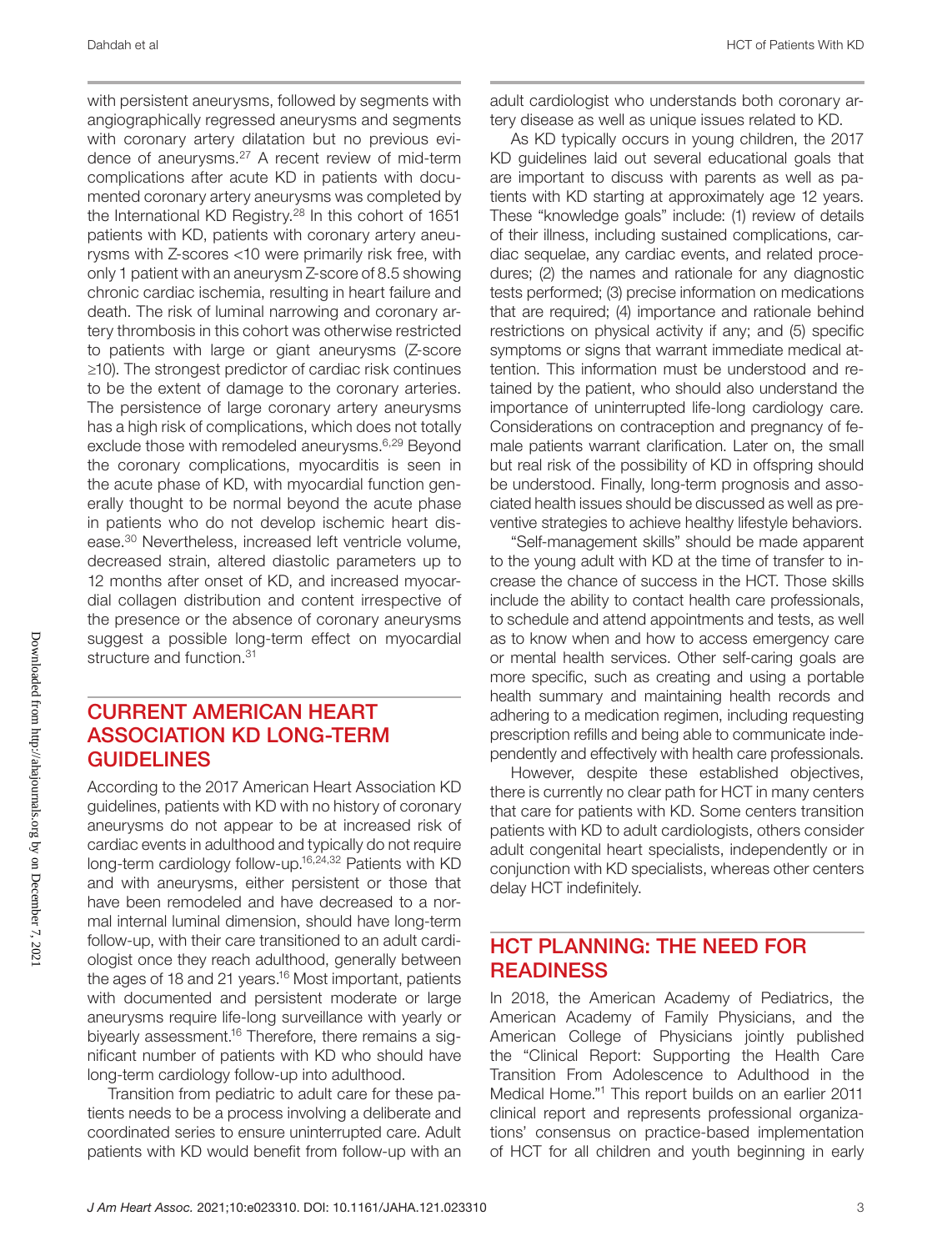with persistent aneurysms, followed by segments with angiographically regressed aneurysms and segments with coronary artery dilatation but no previous evidence of aneurysms.[27] A recent review of mid-term complications after acute KD in patients with documented coronary artery aneurysms was completed by the International KD Registry.[28] In this cohort of 1651 patients with KD, patients with coronary artery aneurysms with Z-scores <10 were primarily risk free, with only 1 patient with an aneurysm Z-score of 8.5 showing chronic cardiac ischemia, resulting in heart failure and death. The risk of luminal narrowing and coronary artery thrombosis in this cohort was otherwise restricted to patients with large or giant aneurysms (Z-score ≥10). The strongest predictor of cardiac risk continues to be the extent of damage to the coronary arteries. The persistence of large coronary artery aneurysms has a high risk of complications, which does not totally exclude those with remodeled aneurysms.[6,29] Beyond the coronary complications, myocarditis is seen in the acute phase of KD, with myocardial function generally thought to be normal beyond the acute phase in patients who do not develop ischemic heart disease.[30] Nevertheless, increased left ventricle volume, decreased strain, altered diastolic parameters up to 12 months after onset of KD, and increased myocardial collagen distribution and content irrespective of the presence or the absence of coronary aneurysms suggest a possible long-term effect on myocardial structure and function.[31]

## CURRENT AMERICAN HEART ASSOCIATION KD LONG-TERM GUIDELINES

According to the 2017 American Heart Association KD guidelines, patients with KD with no history of coronary aneurysms do not appear to be at increased risk of cardiac events in adulthood and typically do not require long-term cardiology follow-up.[16,24,32] Patients with KD and with aneurysms, either persistent or those that have been remodeled and have decreased to a normal internal luminal dimension, should have long-term follow-up, with their care transitioned to an adult cardiologist once they reach adulthood, generally between the ages of 18 and 21 years.[16] Most important, patients with documented and persistent moderate or large aneurysms require life-long surveillance with yearly or biyearly assessment.[16] Therefore, there remains a significant number of patients with KD who should have long-term cardiology follow-up into adulthood.

Transition from pediatric to adult care for these patients needs to be a process involving a deliberate and coordinated series to ensure uninterrupted care. Adult patients with KD would benefit from follow-up with an adult cardiologist who understands both coronary artery disease as well as unique issues related to KD.

As KD typically occurs in young children, the 2017 KD guidelines laid out several educational goals that are important to discuss with parents as well as patients with KD starting at approximately age 12 years. These "knowledge goals" include: (1) review of details of their illness, including sustained complications, cardiac sequelae, any cardiac events, and related procedures; (2) the names and rationale for any diagnostic tests performed; (3) precise information on medications that are required; (4) importance and rationale behind restrictions on physical activity if any; and (5) specific symptoms or signs that warrant immediate medical attention. This information must be understood and retained by the patient, who should also understand the importance of uninterrupted life-long cardiology care. Considerations on contraception and pregnancy of female patients warrant clarification. Later on, the small but real risk of the possibility of KD in offspring should be understood. Finally, long-term prognosis and associated health issues should be discussed as well as preventive strategies to achieve healthy lifestyle behaviors.

"Self-management skills" should be made apparent to the young adult with KD at the time of transfer to increase the chance of success in the HCT. Those skills include the ability to contact health care professionals, to schedule and attend appointments and tests, as well as to know when and how to access emergency care or mental health services. Other self-caring goals are more specific, such as creating and using a portable health summary and maintaining health records and adhering to a medication regimen, including requesting prescription refills and being able to communicate independently and effectively with health care professionals.

However, despite these established objectives, there is currently no clear path for HCT in many centers that care for patients with KD. Some centers transition patients with KD to adult cardiologists, others consider adult congenital heart specialists, independently or in conjunction with KD specialists, whereas other centers delay HCT indefinitely.

## HCT PLANNING: THE NEED FOR READINESS

In 2018, the American Academy of Pediatrics, the American Academy of Family Physicians, and the American College of Physicians jointly published the "Clinical Report: Supporting the Health Care Transition From Adolescence to Adulthood in the Medical Home."[1] This report builds on an earlier 2011 clinical report and represents professional organizations' consensus on practice-based implementation of HCT for all children and youth beginning in early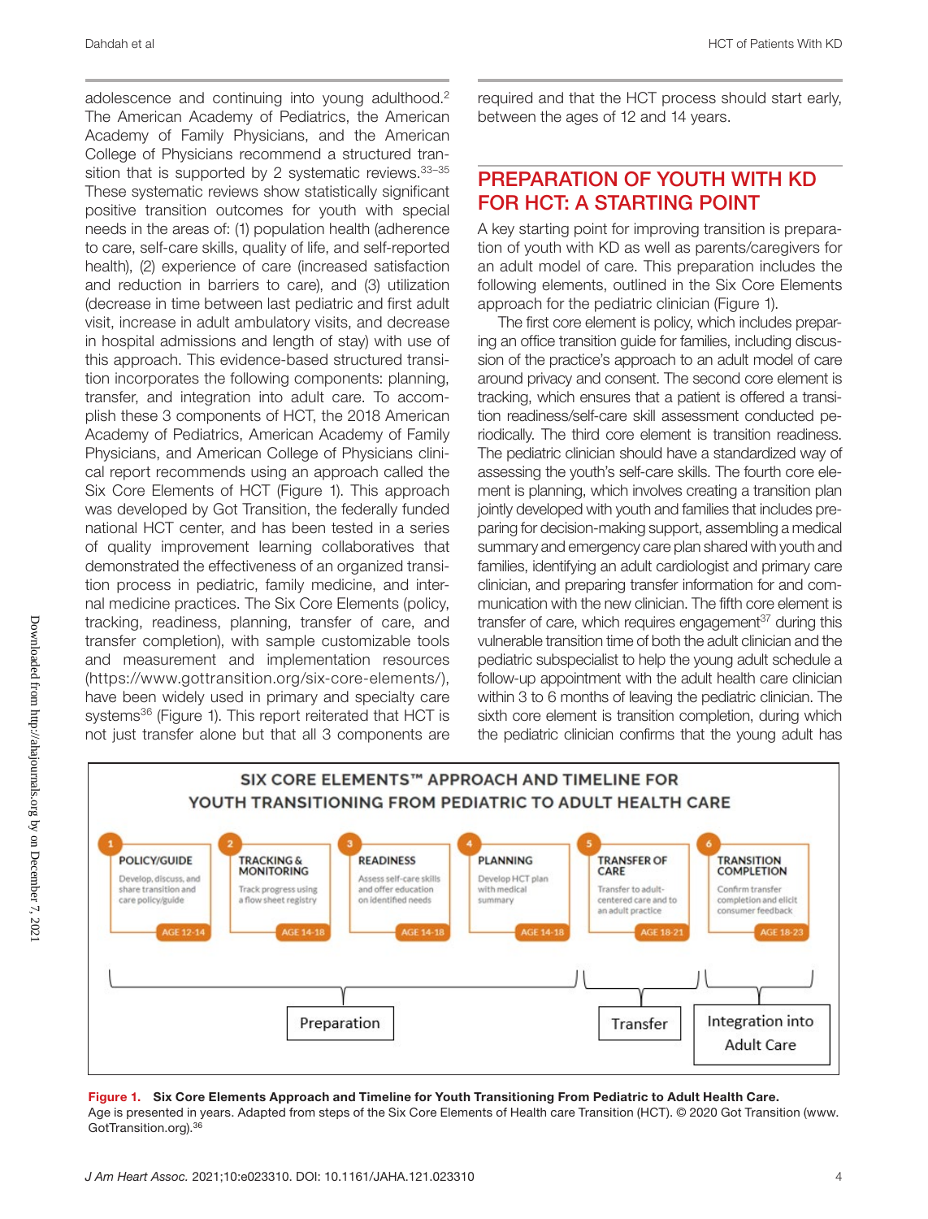adolescence and continuing into young adulthood.[2] The American Academy of Pediatrics, the American Academy of Family Physicians, and the American College of Physicians recommend a structured transition that is supported by 2 systematic reviews.[33–35] These systematic reviews show statistically significant positive transition outcomes for youth with special needs in the areas of: (1) population health (adherence to care, self-care skills, quality of life, and self-reported health), (2) experience of care (increased satisfaction and reduction in barriers to care), and (3) utilization (decrease in time between last pediatric and first adult visit, increase in adult ambulatory visits, and decrease in hospital admissions and length of stay) with use of this approach. This evidence-based structured transition incorporates the following components: planning, transfer, and integration into adult care. To accomplish these 3 components of HCT, the 2018 American Academy of Pediatrics, American Academy of Family Physicians, and American College of Physicians clinical report recommends using an approach called the Six Core Elements of HCT (Figure 1). This approach was developed by Got Transition, the federally funded national HCT center, and has been tested in a series of quality improvement learning collaboratives that demonstrated the effectiveness of an organized transition process in pediatric, family medicine, and internal medicine practices. The Six Core Elements (policy, tracking, readiness, planning, transfer of care, and transfer completion), with sample customizable tools and measurement and implementation resources (https://www.gottransition.org/six-core-elements/), have been widely used in primary and specialty care systems[36] (Figure 1). This report reiterated that HCT is not just transfer alone but that all 3 components are required and that the HCT process should start early, between the ages of 12 and 14 years.

## PREPARATION OF YOUTH WITH KD FOR HCT: A STARTING POINT

A key starting point for improving transition is preparation of youth with KD as well as parents/caregivers for an adult model of care. This preparation includes the following elements, outlined in the Six Core Elements approach for the pediatric clinician (Figure 1).

The first core element is policy, which includes preparing an office transition guide for families, including discussion of the practice's approach to an adult model of care around privacy and consent. The second core element is tracking, which ensures that a patient is offered a transition readiness/self-care skill assessment conducted periodically. The third core element is transition readiness. The pediatric clinician should have a standardized way of assessing the youth's self-care skills. The fourth core element is planning, which involves creating a transition plan jointly developed with youth and families that includes preparing for decision-making support, assembling a medical summary and emergency care plan shared with youth and families, identifying an adult cardiologist and primary care clinician, and preparing transfer information for and communication with the new clinician. The fifth core element is transfer of care, which requires engagement[37] during this vulnerable transition time of both the adult clinician and the pediatric subspecialist to help the young adult schedule a follow-up appointment with the adult health care clinician within 3 to 6 months of leaving the pediatric clinician. The sixth core element is transition completion, during which the pediatric clinician confirms that the young adult has

**SIX CORE ELEMENTS™ APPROACH AND TIMELINE FOR YOUTH TRANSITIONING FROM PEDIATRIC TO ADULT HEALTH CARE**

| Step | Element | Description | Age |
|---|---|---|---|
| 1 | POLICY/GUIDE | Develop, discuss, and share transition and care policy/guide | AGE 12-14 |
| 2 | TRACKING & MONITORING | Track progress using a flow sheet registry | AGE 14-18 |
| 3 | READINESS | Assess self-care skills and offer education on identified needs | AGE 14-18 |
| 4 | PLANNING | Develop HCT plan with medical summary | AGE 14-18 |
| 5 | TRANSFER OF CARE | Transfer to adult-centered care and to an adult practice | AGE 18-21 |
| 6 | TRANSITION COMPLETION | Confirm transfer completion and elicit consumer feedback | AGE 18-23 |

Preparation (steps 1–4) · Transfer (step 5) · Integration into Adult Care (step 6)

**Figure 1. Six Core Elements Approach and Timeline for Youth Transitioning From Pediatric to Adult Health Care.**
Age is presented in years. Adapted from steps of the Six Core Elements of Health care Transition (HCT). © 2020 Got Transition (www.GotTransition.org).[36]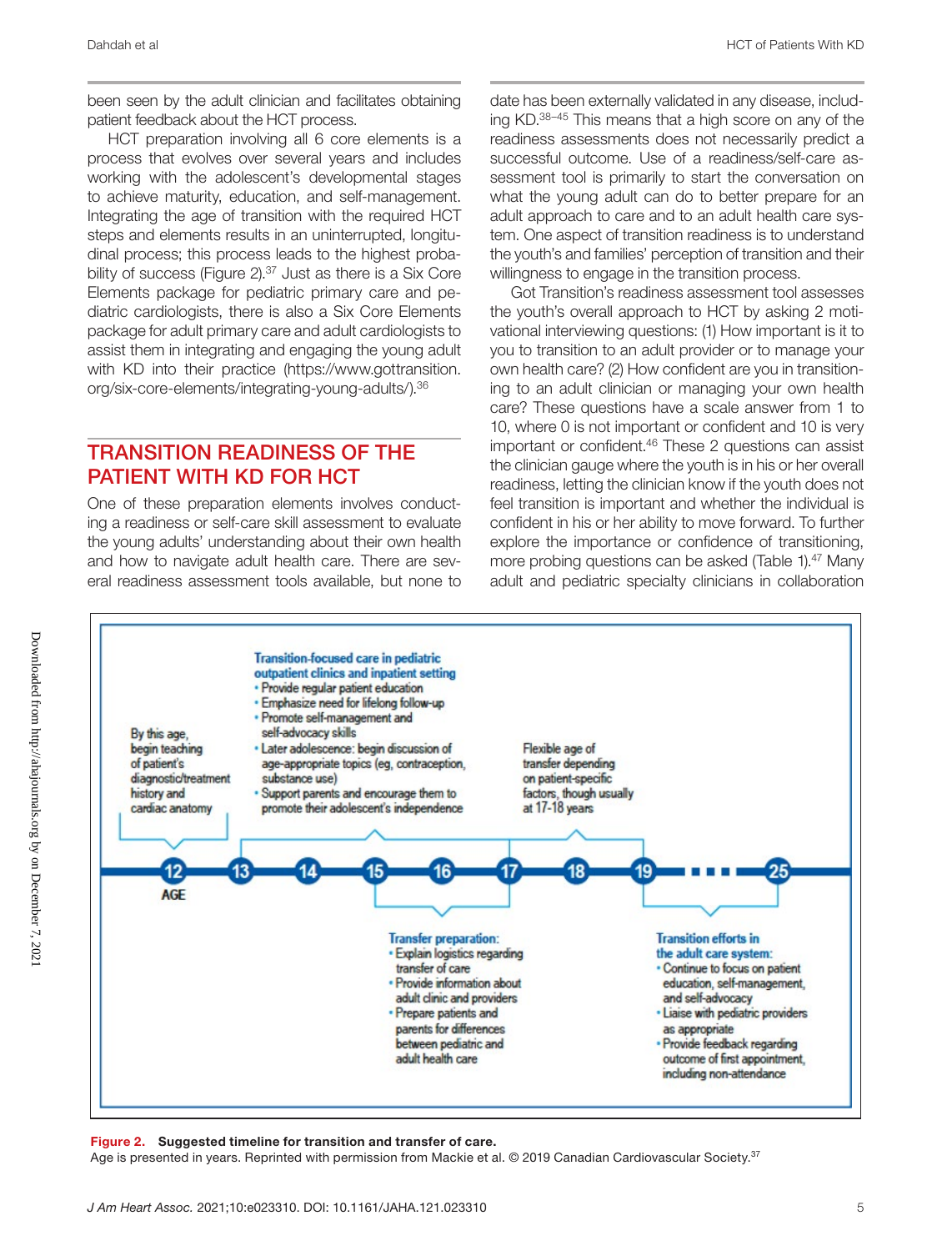been seen by the adult clinician and facilitates obtaining patient feedback about the HCT process.

HCT preparation involving all 6 core elements is a process that evolves over several years and includes working with the adolescent's developmental stages to achieve maturity, education, and self-management. Integrating the age of transition with the required HCT steps and elements results in an uninterrupted, longitudinal process; this process leads to the highest probability of success (Figure 2).[37] Just as there is a Six Core Elements package for pediatric primary care and pediatric cardiologists, there is also a Six Core Elements package for adult primary care and adult cardiologists to assist them in integrating and engaging the young adult with KD into their practice (https://www.gottransition.org/six-core-elements/integrating-young-adults/).[36]

## TRANSITION READINESS OF THE PATIENT WITH KD FOR HCT

One of these preparation elements involves conducting a readiness or self-care skill assessment to evaluate the young adults' understanding about their own health and how to navigate adult health care. There are several readiness assessment tools available, but none to date has been externally validated in any disease, including KD.[38–45] This means that a high score on any of the readiness assessments does not necessarily predict a successful outcome. Use of a readiness/self-care assessment tool is primarily to start the conversation on what the young adult can do to better prepare for an adult approach to care and to an adult health care system. One aspect of transition readiness is to understand the youth's and families' perception of transition and their willingness to engage in the transition process.

Got Transition's readiness assessment tool assesses the youth's overall approach to HCT by asking 2 motivational interviewing questions: (1) How important is it to you to transition to an adult provider or to manage your own health care? (2) How confident are you in transitioning to an adult clinician or managing your own health care? These questions have a scale answer from 1 to 10, where 0 is not important or confident and 10 is very important or confident.[46] These 2 questions can assist the clinician gauge where the youth is in his or her overall readiness, letting the clinician know if the youth does not feel transition is important and whether the individual is confident in his or her ability to move forward. To further explore the importance or confidence of transitioning, more probing questions can be asked (Table 1).[47] Many adult and pediatric specialty clinicians in collaboration

AGE: 12 — 13 — 14 — 15 — 16 — 17 — 18 — 19 ... 25

**By this age (12),** begin teaching of patient's diagnostic/treatment history and cardiac anatomy

**Transition-focused care in pediatric outpatient clinics and inpatient setting (13–17)**
- Provide regular patient education
- Emphasize need for lifelong follow-up
- Promote self-management and self-advocacy skills
- Later adolescence: begin discussion of age-appropriate topics (eg, contraception, substance use)
- Support parents and encourage them to promote their adolescent's independence

**Transfer preparation (15–17):**
- Explain logistics regarding transfer of care
- Provide information about adult clinic and providers
- Prepare patients and parents for differences between pediatric and adult health care

**Flexible age of transfer** depending on patient-specific factors, though usually at 17-18 years

**Transition efforts in the adult care system (19–25):**
- Continue to focus on patient education, self-management, and self-advocacy
- Liaise with pediatric providers as appropriate
- Provide feedback regarding outcome of first appointment, including non-attendance

**Figure 2. Suggested timeline for transition and transfer of care.**
Age is presented in years. Reprinted with permission from Mackie et al. © 2019 Canadian Cardiovascular Society.[37]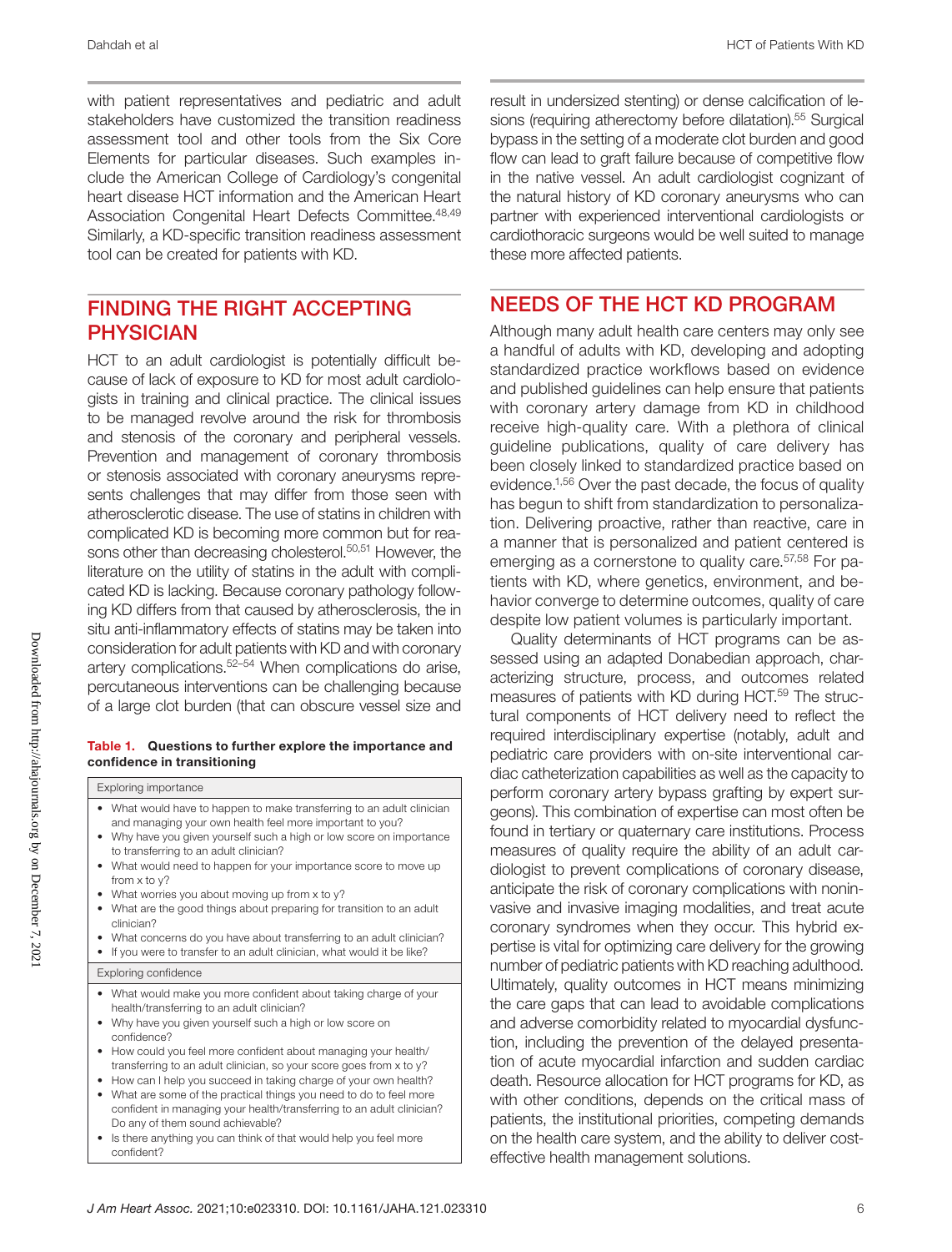with patient representatives and pediatric and adult stakeholders have customized the transition readiness assessment tool and other tools from the Six Core Elements for particular diseases. Such examples include the American College of Cardiology's congenital heart disease HCT information and the American Heart Association Congenital Heart Defects Committee.[48,49] Similarly, a KD-specific transition readiness assessment tool can be created for patients with KD.

## FINDING THE RIGHT ACCEPTING PHYSICIAN

HCT to an adult cardiologist is potentially difficult because of lack of exposure to KD for most adult cardiologists in training and clinical practice. The clinical issues to be managed revolve around the risk for thrombosis and stenosis of the coronary and peripheral vessels. Prevention and management of coronary thrombosis or stenosis associated with coronary aneurysms represents challenges that may differ from those seen with atherosclerotic disease. The use of statins in children with complicated KD is becoming more common but for reasons other than decreasing cholesterol.[50,51] However, the literature on the utility of statins in the adult with complicated KD is lacking. Because coronary pathology following KD differs from that caused by atherosclerosis, the in situ anti-inflammatory effects of statins may be taken into consideration for adult patients with KD and with coronary artery complications.[52–54] When complications do arise, percutaneous interventions can be challenging because of a large clot burden (that can obscure vessel size and result in undersized stenting) or dense calcification of lesions (requiring atherectomy before dilatation).[55] Surgical bypass in the setting of a moderate clot burden and good flow can lead to graft failure because of competitive flow in the native vessel. An adult cardiologist cognizant of the natural history of KD coronary aneurysms who can partner with experienced interventional cardiologists or cardiothoracic surgeons would be well suited to manage these more affected patients.

**Table 1. Questions to further explore the importance and confidence in transitioning**

| Exploring importance |
| --- |
| • What would have to happen to make transferring to an adult clinician and managing your own health feel more important to you?<br>• Why have you given yourself such a high or low score on importance to transferring to an adult clinician?<br>• What would need to happen for your importance score to move up from x to y?<br>• What worries you about moving up from x to y?<br>• What are the good things about preparing for transition to an adult clinician?<br>• What concerns do you have about transferring to an adult clinician?<br>• If you were to transfer to an adult clinician, what would it be like? |
| **Exploring confidence** |
| • What would make you more confident about taking charge of your health/transferring to an adult clinician?<br>• Why have you given yourself such a high or low score on confidence?<br>• How could you feel more confident about managing your health/transferring to an adult clinician, so your score goes from x to y?<br>• How can I help you succeed in taking charge of your own health?<br>• What are some of the practical things you need to do to feel more confident in managing your health/transferring to an adult clinician? Do any of them sound achievable?<br>• Is there anything you can think of that would help you feel more confident? |

## NEEDS OF THE HCT KD PROGRAM

Although many adult health care centers may only see a handful of adults with KD, developing and adopting standardized practice workflows based on evidence and published guidelines can help ensure that patients with coronary artery damage from KD in childhood receive high-quality care. With a plethora of clinical guideline publications, quality of care delivery has been closely linked to standardized practice based on evidence.[1,56] Over the past decade, the focus of quality has begun to shift from standardization to personalization. Delivering proactive, rather than reactive, care in a manner that is personalized and patient centered is emerging as a cornerstone to quality care.[57,58] For patients with KD, where genetics, environment, and behavior converge to determine outcomes, quality of care despite low patient volumes is particularly important.

Quality determinants of HCT programs can be assessed using an adapted Donabedian approach, characterizing structure, process, and outcomes related measures of patients with KD during HCT.[59] The structural components of HCT delivery need to reflect the required interdisciplinary expertise (notably, adult and pediatric care providers with on-site interventional cardiac catheterization capabilities as well as the capacity to perform coronary artery bypass grafting by expert surgeons). This combination of expertise can most often be found in tertiary or quaternary care institutions. Process measures of quality require the ability of an adult cardiologist to prevent complications of coronary disease, anticipate the risk of coronary complications with noninvasive and invasive imaging modalities, and treat acute coronary syndromes when they occur. This hybrid expertise is vital for optimizing care delivery for the growing number of pediatric patients with KD reaching adulthood. Ultimately, quality outcomes in HCT means minimizing the care gaps that can lead to avoidable complications and adverse comorbidity related to myocardial dysfunction, including the prevention of the delayed presentation of acute myocardial infarction and sudden cardiac death. Resource allocation for HCT programs for KD, as with other conditions, depends on the critical mass of patients, the institutional priorities, competing demands on the health care system, and the ability to deliver cost-effective health management solutions.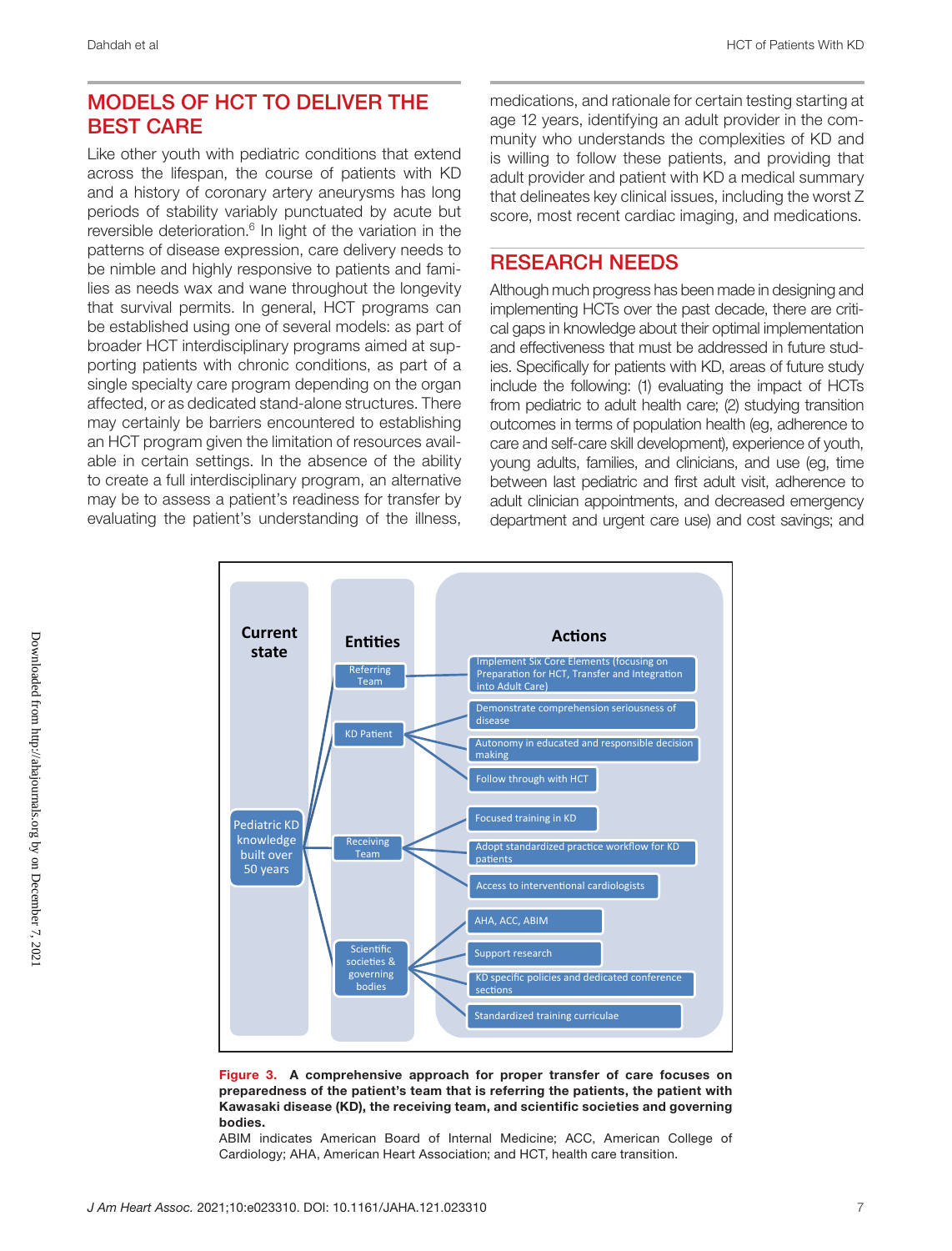## MODELS OF HCT TO DELIVER THE BEST CARE

Like other youth with pediatric conditions that extend across the lifespan, the course of patients with KD and a history of coronary artery aneurysms has long periods of stability variably punctuated by acute but reversible deterioration.[6] In light of the variation in the patterns of disease expression, care delivery needs to be nimble and highly responsive to patients and families as needs wax and wane throughout the longevity that survival permits. In general, HCT programs can be established using one of several models: as part of broader HCT interdisciplinary programs aimed at supporting patients with chronic conditions, as part of a single specialty care program depending on the organ affected, or as dedicated stand-alone structures. There may certainly be barriers encountered to establishing an HCT program given the limitation of resources available in certain settings. In the absence of the ability to create a full interdisciplinary program, an alternative may be to assess a patient's readiness for transfer by evaluating the patient's understanding of the illness, medications, and rationale for certain testing starting at age 12 years, identifying an adult provider in the community who understands the complexities of KD and is willing to follow these patients, and providing that adult provider and patient with KD a medical summary that delineates key clinical issues, including the worst Z score, most recent cardiac imaging, and medications.

## RESEARCH NEEDS

Although much progress has been made in designing and implementing HCTs over the past decade, there are critical gaps in knowledge about their optimal implementation and effectiveness that must be addressed in future studies. Specifically for patients with KD, areas of future study include the following: (1) evaluating the impact of HCTs from pediatric to adult health care; (2) studying transition outcomes in terms of population health (eg, adherence to care and self-care skill development), experience of youth, young adults, families, and clinicians, and use (eg, time between last pediatric and first adult visit, adherence to adult clinician appointments, and decreased emergency department and urgent care use) and cost savings; and

**Figure 3. A comprehensive approach for proper transfer of care focuses on preparedness of the patient's team that is referring the patients, the patient with Kawasaki disease (KD), the receiving team, and scientific societies and governing bodies.**

ABIM indicates American Board of Internal Medicine; ACC, American College of Cardiology; AHA, American Heart Association; and HCT, health care transition.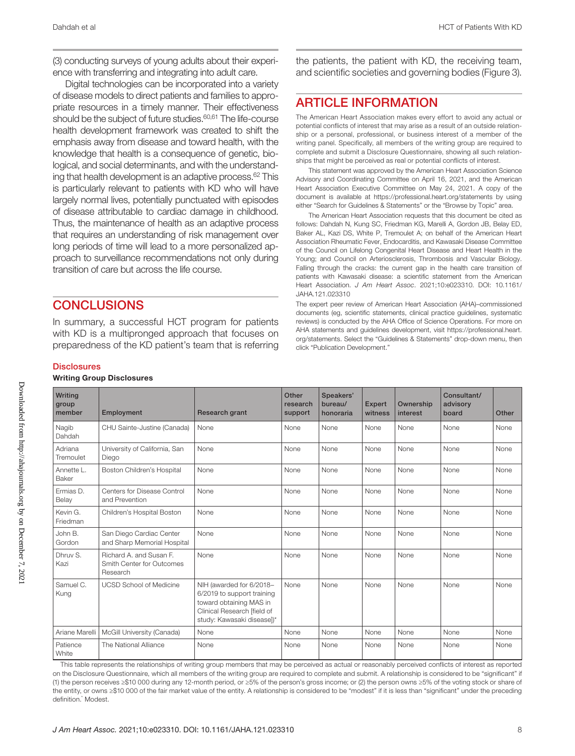(3) conducting surveys of young adults about their experience with transferring and integrating into adult care.

Digital technologies can be incorporated into a variety of disease models to direct patients and families to appropriate resources in a timely manner. Their effectiveness should be the subject of future studies.[60,61] The life-course health development framework was created to shift the emphasis away from disease and toward health, with the knowledge that health is a consequence of genetic, biological, and social determinants, and with the understanding that health development is an adaptive process.[62] This is particularly relevant to patients with KD who will have largely normal lives, potentially punctuated with episodes of disease attributable to cardiac damage in childhood. Thus, the maintenance of health as an adaptive process that requires an understanding of risk management over long periods of time will lead to a more personalized approach to surveillance recommendations not only during transition of care but across the life course.

## CONCLUSIONS

In summary, a successful HCT program for patients with KD is a multipronged approach that focuses on preparedness of the KD patient's team that is referring the patients, the patient with KD, the receiving team, and scientific societies and governing bodies (Figure 3).

## ARTICLE INFORMATION

The American Heart Association makes every effort to avoid any actual or potential conflicts of interest that may arise as a result of an outside relationship or a personal, professional, or business interest of a member of the writing panel. Specifically, all members of the writing group are required to complete and submit a Disclosure Questionnaire, showing all such relationships that might be perceived as real or potential conflicts of interest.

This statement was approved by the American Heart Association Science Advisory and Coordinating Committee on April 16, 2021, and the American Heart Association Executive Committee on May 24, 2021. A copy of the document is available at https://professional.heart.org/statements by using either "Search for Guidelines & Statements" or the "Browse by Topic" area.

The American Heart Association requests that this document be cited as follows: Dahdah N, Kung SC, Friedman KG, Marelli A, Gordon JB, Belay ED, Baker AL, Kazi DS, White P, Tremoulet A; on behalf of the American Heart Association Rheumatic Fever, Endocarditis, and Kawasaki Disease Committee of the Council on Lifelong Congenital Heart Disease and Heart Health in the Young; and Council on Arteriosclerosis, Thrombosis and Vascular Biology. Falling through the cracks: the current gap in the health care transition of patients with Kawasaki disease: a scientific statement from the American Heart Association. *J Am Heart Assoc*. 2021;10:e023310. DOI: 10.1161/JAHA.121.023310

The expert peer review of American Heart Association (AHA)–commissioned documents (eg, scientific statements, clinical practice guidelines, systematic reviews) is conducted by the AHA Office of Science Operations. For more on AHA statements and guidelines development, visit https://professional.heart.org/statements. Select the "Guidelines & Statements" drop-down menu, then click "Publication Development."

### Disclosures

**Writing Group Disclosures**

| Writing group member | Employment | Research grant | Other research support | Speakers' bureau/ honoraria | Expert witness | Ownership interest | Consultant/ advisory board | Other |
|---|---|---|---|---|---|---|---|---|
| Nagib Dahdah | CHU Sainte-Justine (Canada) | None | None | None | None | None | None | None |
| Adriana Tremoulet | University of California, San Diego | None | None | None | None | None | None | None |
| Annette L. Baker | Boston Children's Hospital | None | None | None | None | None | None | None |
| Ermias D. Belay | Centers for Disease Control and Prevention | None | None | None | None | None | None | None |
| Kevin G. Friedman | Children's Hospital Boston | None | None | None | None | None | None | None |
| John B. Gordon | San Diego Cardiac Center and Sharp Memorial Hospital | None | None | None | None | None | None | None |
| Dhruv S. Kazi | Richard A. and Susan F. Smith Center for Outcomes Research | None | None | None | None | None | None | None |
| Samuel C. Kung | UCSD School of Medicine | NIH (awarded for 6/2018–6/2019 to support training toward obtaining MAS in Clinical Research [field of study: Kawasaki disease])* | None | None | None | None | None | None |
| Ariane Marelli | McGill University (Canada) | None | None | None | None | None | None | None |
| Patience White | The National Alliance | None | None | None | None | None | None | None |

This table represents the relationships of writing group members that may be perceived as actual or reasonably perceived conflicts of interest as reported on the Disclosure Questionnaire, which all members of the writing group are required to complete and submit. A relationship is considered to be "significant" if (1) the person receives ≥$10 000 during any 12-month period, or ≥5% of the person's gross income; or (2) the person owns ≥5% of the voting stock or share of the entity, or owns ≥$10 000 of the fair market value of the entity. A relationship is considered to be "modest" if it is less than "significant" under the preceding definition.

*Modest.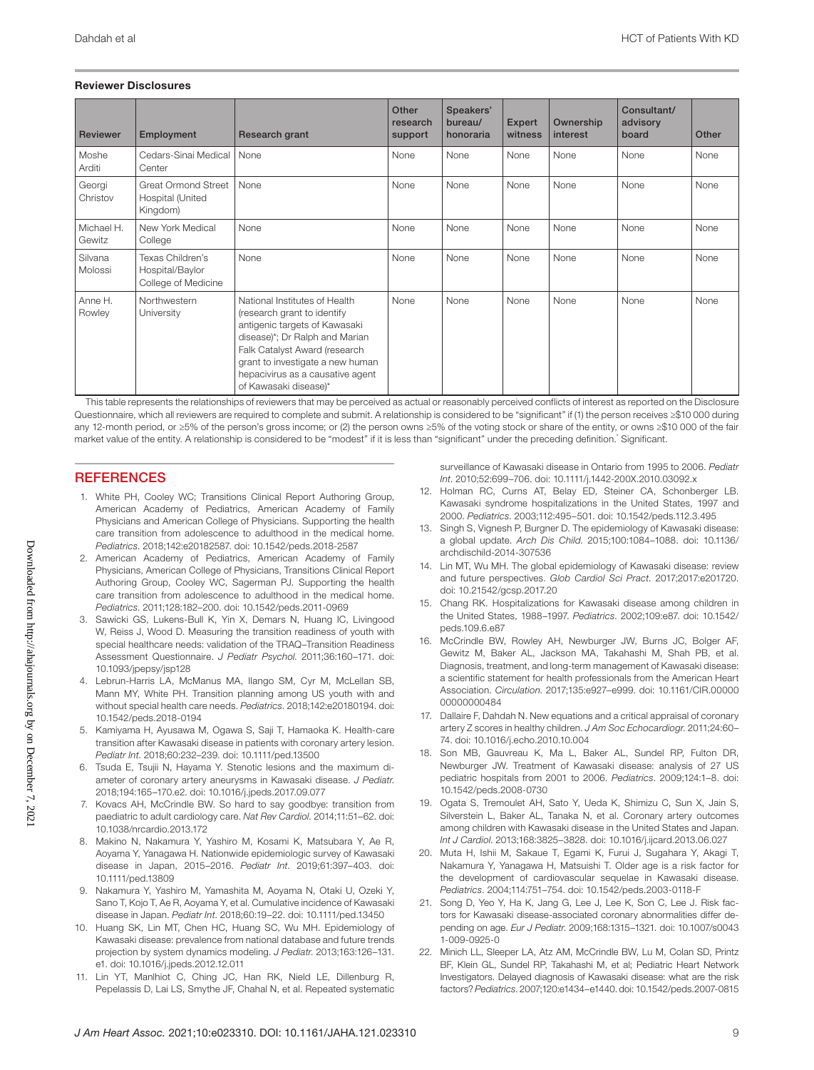### Reviewer Disclosures

| Reviewer | Employment | Research grant | Other research support | Speakers' bureau/ honoraria | Expert witness | Ownership interest | Consultant/ advisory board | Other |
|---|---|---|---|---|---|---|---|---|
| Moshe Arditi | Cedars-Sinai Medical Center | None | None | None | None | None | None | None |
| Georgi Christov | Great Ormond Street Hospital (United Kingdom) | None | None | None | None | None | None | None |
| Michael H. Gewitz | New York Medical College | None | None | None | None | None | None | None |
| Silvana Molossi | Texas Children's Hospital/Baylor College of Medicine | None | None | None | None | None | None | None |
| Anne H. Rowley | Northwestern University | National Institutes of Health (research grant to identify antigenic targets of Kawasaki disease)*; Dr Ralph and Marian Falk Catalyst Award (research grant to investigate a new human hepacivirus as a causative agent of Kawasaki disease)* | None | None | None | None | None | None |

This table represents the relationships of reviewers that may be perceived as actual or reasonably perceived conflicts of interest as reported on the Disclosure Questionnaire, which all reviewers are required to complete and submit. A relationship is considered to be "significant" if (1) the person receives ≥$10 000 during any 12-month period, or ≥5% of the person's gross income; or (2) the person owns ≥5% of the voting stock or share of the entity, or owns ≥$10 000 of the fair market value of the entity. A relationship is considered to be "modest" if it is less than "significant" under the preceding definition. *Significant.

## REFERENCES

1. White PH, Cooley WC; Transitions Clinical Report Authoring Group, American Academy of Pediatrics, American Academy of Family Physicians and American College of Physicians. Supporting the health care transition from adolescence to adulthood in the medical home. *Pediatrics*. 2018;142:e20182587. doi: 10.1542/peds.2018-2587
2. American Academy of Pediatrics, American Academy of Family Physicians, American College of Physicians, Transitions Clinical Report Authoring Group, Cooley WC, Sagerman PJ. Supporting the health care transition from adolescence to adulthood in the medical home. *Pediatrics*. 2011;128:182–200. doi: 10.1542/peds.2011-0969
3. Sawicki GS, Lukens-Bull K, Yin X, Demars N, Huang IC, Livingood W, Reiss J, Wood D. Measuring the transition readiness of youth with special healthcare needs: validation of the TRAQ–Transition Readiness Assessment Questionnaire. *J Pediatr Psychol*. 2011;36:160–171. doi: 10.1093/jpepsy/jsp128
4. Lebrun-Harris LA, McManus MA, Ilango SM, Cyr M, McLellan SB, Mann MY, White PH. Transition planning among US youth with and without special health care needs. *Pediatrics*. 2018;142:e20180194. doi: 10.1542/peds.2018-0194
5. Kamiyama H, Ayusawa M, Ogawa S, Saji T, Hamaoka K. Health-care transition after Kawasaki disease in patients with coronary artery lesion. *Pediatr Int*. 2018;60:232–239. doi: 10.1111/ped.13500
6. Tsuda E, Tsujii N, Hayama Y. Stenotic lesions and the maximum diameter of coronary artery aneurysms in Kawasaki disease. *J Pediatr*. 2018;194:165–170.e2. doi: 10.1016/j.jpeds.2017.09.077
7. Kovacs AH, McCrindle BW. So hard to say goodbye: transition from paediatric to adult cardiology care. *Nat Rev Cardiol*. 2014;11:51–62. doi: 10.1038/nrcardio.2013.172
8. Makino N, Nakamura Y, Yashiro M, Kosami K, Matsubara Y, Ae R, Aoyama Y, Yanagawa H. Nationwide epidemiologic survey of Kawasaki disease in Japan, 2015–2016. *Pediatr Int*. 2019;61:397–403. doi: 10.1111/ped.13809
9. Nakamura Y, Yashiro M, Yamashita M, Aoyama N, Otaki U, Ozeki Y, Sano T, Kojo T, Ae R, Aoyama Y, et al. Cumulative incidence of Kawasaki disease in Japan. *Pediatr Int*. 2018;60:19–22. doi: 10.1111/ped.13450
10. Huang SK, Lin MT, Chen HC, Huang SC, Wu MH. Epidemiology of Kawasaki disease: prevalence from national database and future trends projection by system dynamics modeling. *J Pediatr*. 2013;163:126–131.e1. doi: 10.1016/j.jpeds.2012.12.011
11. Lin YT, Manlhiot C, Ching JC, Han RK, Nield LE, Dillenburg R, Pepelassis D, Lai LS, Smythe JF, Chahal N, et al. Repeated systematic surveillance of Kawasaki disease in Ontario from 1995 to 2006. *Pediatr Int*. 2010;52:699–706. doi: 10.1111/j.1442-200X.2010.03092.x
12. Holman RC, Curns AT, Belay ED, Steiner CA, Schonberger LB. Kawasaki syndrome hospitalizations in the United States, 1997 and 2000. *Pediatrics*. 2003;112:495–501. doi: 10.1542/peds.112.3.495
13. Singh S, Vignesh P, Burgner D. The epidemiology of Kawasaki disease: a global update. *Arch Dis Child*. 2015;100:1084–1088. doi: 10.1136/archdischild-2014-307536
14. Lin MT, Wu MH. The global epidemiology of Kawasaki disease: review and future perspectives. *Glob Cardiol Sci Pract*. 2017;2017:e201720. doi: 10.21542/gcsp.2017.20
15. Chang RK. Hospitalizations for Kawasaki disease among children in the United States, 1988–1997. *Pediatrics*. 2002;109:e87. doi: 10.1542/peds.109.6.e87
16. McCrindle BW, Rowley AH, Newburger JW, Burns JC, Bolger AF, Gewitz M, Baker AL, Jackson MA, Takahashi M, Shah PB, et al. Diagnosis, treatment, and long-term management of Kawasaki disease: a scientific statement for health professionals from the American Heart Association. *Circulation*. 2017;135:e927–e999. doi: 10.1161/CIR.0000000000000484
17. Dallaire F, Dahdah N. New equations and a critical appraisal of coronary artery Z scores in healthy children. *J Am Soc Echocardiogr*. 2011;24:60–74. doi: 10.1016/j.echo.2010.10.004
18. Son MB, Gauvreau K, Ma L, Baker AL, Sundel RP, Fulton DR, Newburger JW. Treatment of Kawasaki disease: analysis of 27 US pediatric hospitals from 2001 to 2006. *Pediatrics*. 2009;124:1–8. doi: 10.1542/peds.2008-0730
19. Ogata S, Tremoulet AH, Sato Y, Ueda K, Shimizu C, Sun X, Jain S, Silverstein L, Baker AL, Tanaka N, et al. Coronary artery outcomes among children with Kawasaki disease in the United States and Japan. *Int J Cardiol*. 2013;168:3825–3828. doi: 10.1016/j.ijcard.2013.06.027
20. Muta H, Ishii M, Sakaue T, Egami K, Furui J, Sugahara Y, Akagi T, Nakamura Y, Yanagawa H, Matsuishi T. Older age is a risk factor for the development of cardiovascular sequelae in Kawasaki disease. *Pediatrics*. 2004;114:751–754. doi: 10.1542/peds.2003-0118-F
21. Song D, Yeo Y, Ha K, Jang G, Lee J, Lee K, Son C, Lee J. Risk factors for Kawasaki disease-associated coronary abnormalities differ depending on age. *Eur J Pediatr*. 2009;168:1315–1321. doi: 10.1007/s00431-009-0925-0
22. Minich LL, Sleeper LA, Atz AM, McCrindle BW, Lu M, Colan SD, Printz BF, Klein GL, Sundel RP, Takahashi M, et al; Pediatric Heart Network Investigators. Delayed diagnosis of Kawasaki disease: what are the risk factors? *Pediatrics*. 2007;120:e1434–e1440. doi: 10.1542/peds.2007-0815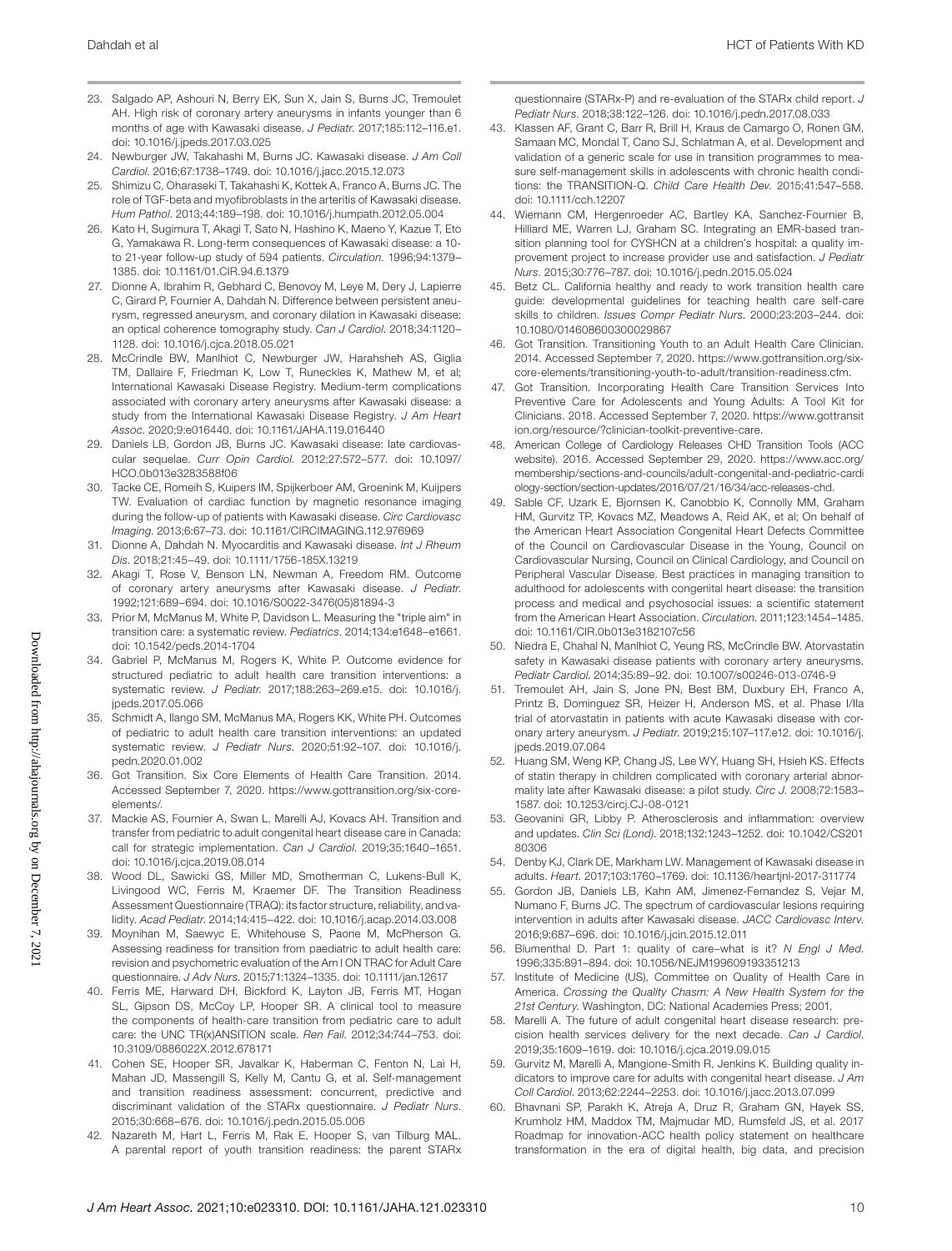23. Salgado AP, Ashouri N, Berry EK, Sun X, Jain S, Burns JC, Tremoulet AH. High risk of coronary artery aneurysms in infants younger than 6 months of age with Kawasaki disease. *J Pediatr*. 2017;185:112–116.e1. doi: 10.1016/j.jpeds.2017.03.025
24. Newburger JW, Takahashi M, Burns JC. Kawasaki disease. *J Am Coll Cardiol*. 2016;67:1738–1749. doi: 10.1016/j.jacc.2015.12.073
25. Shimizu C, Oharaseki T, Takahashi K, Kottek A, Franco A, Burns JC. The role of TGF-beta and myofibroblasts in the arteritis of Kawasaki disease. *Hum Pathol*. 2013;44:189–198. doi: 10.1016/j.humpath.2012.05.004
26. Kato H, Sugimura T, Akagi T, Sato N, Hashino K, Maeno Y, Kazue T, Eto G, Yamakawa R. Long-term consequences of Kawasaki disease: a 10- to 21-year follow-up study of 594 patients. *Circulation*. 1996;94:1379–1385. doi: 10.1161/01.CIR.94.6.1379
27. Dionne A, Ibrahim R, Gebhard C, Benovoy M, Leye M, Dery J, Lapierre C, Girard P, Fournier A, Dahdah N. Difference between persistent aneurysm, regressed aneurysm, and coronary dilation in Kawasaki disease: an optical coherence tomography study. *Can J Cardiol*. 2018;34:1120–1128. doi: 10.1016/j.cjca.2018.05.021
28. McCrindle BW, Manlhiot C, Newburger JW, Harahsheh AS, Giglia TM, Dallaire F, Friedman K, Low T, Runeckles K, Mathew M, et al; International Kawasaki Disease Registry. Medium-term complications associated with coronary artery aneurysms after Kawasaki disease: a study from the International Kawasaki Disease Registry. *J Am Heart Assoc*. 2020;9:e016440. doi: 10.1161/JAHA.119.016440
29. Daniels LB, Gordon JB, Burns JC. Kawasaki disease: late cardiovascular sequelae. *Curr Opin Cardiol*. 2012;27:572–577. doi: 10.1097/HCO.0b013e3283588f06
30. Tacke CE, Romeih S, Kuipers IM, Spijkerboer AM, Groenink M, Kuijpers TW. Evaluation of cardiac function by magnetic resonance imaging during the follow-up of patients with Kawasaki disease. *Circ Cardiovasc Imaging*. 2013;6:67–73. doi: 10.1161/CIRCIMAGING.112.976969
31. Dionne A, Dahdah N. Myocarditis and Kawasaki disease. *Int J Rheum Dis*. 2018;21:45–49. doi: 10.1111/1756-185X.13219
32. Akagi T, Rose V, Benson LN, Newman A, Freedom RM. Outcome of coronary artery aneurysms after Kawasaki disease. *J Pediatr*. 1992;121:689–694. doi: 10.1016/S0022-3476(05)81894-3
33. Prior M, McManus M, White P, Davidson L. Measuring the "triple aim" in transition care: a systematic review. *Pediatrics*. 2014;134:e1648–e1661. doi: 10.1542/peds.2014-1704
34. Gabriel P, McManus M, Rogers K, White P. Outcome evidence for structured pediatric to adult health care transition interventions: a systematic review. *J Pediatr*. 2017;188:263–269.e15. doi: 10.1016/j.jpeds.2017.05.066
35. Schmidt A, Ilango SM, McManus MA, Rogers KK, White PH. Outcomes of pediatric to adult health care transition interventions: an updated systematic review. *J Pediatr Nurs*. 2020;51:92–107. doi: 10.1016/j.pedn.2020.01.002
36. Got Transition. Six Core Elements of Health Care Transition. 2014. Accessed September 7, 2020. https://www.gottransition.org/six-core-elements/.
37. Mackie AS, Fournier A, Swan L, Marelli AJ, Kovacs AH. Transition and transfer from pediatric to adult congenital heart disease care in Canada: call for strategic implementation. *Can J Cardiol*. 2019;35:1640–1651. doi: 10.1016/j.cjca.2019.08.014
38. Wood DL, Sawicki GS, Miller MD, Smotherman C, Lukens-Bull K, Livingood WC, Ferris M, Kraemer DF. The Transition Readiness Assessment Questionnaire (TRAQ): its factor structure, reliability, and validity. *Acad Pediatr*. 2014;14:415–422. doi: 10.1016/j.acap.2014.03.008
39. Moynihan M, Saewyc E, Whitehouse S, Paone M, McPherson G. Assessing readiness for transition from paediatric to adult health care: revision and psychometric evaluation of the Am I ON TRAC for Adult Care questionnaire. *J Adv Nurs*. 2015;71:1324–1335. doi: 10.1111/jan.12617
40. Ferris ME, Harward DH, Bickford K, Layton JB, Ferris MT, Hogan SL, Gipson DS, McCoy LP, Hooper SR. A clinical tool to measure the components of health-care transition from pediatric care to adult care: the UNC TR(x)ANSITION scale. *Ren Fail*. 2012;34:744–753. doi: 10.3109/0886022X.2012.678171
41. Cohen SE, Hooper SR, Javalkar K, Haberman C, Fenton N, Lai H, Mahan JD, Massengill S, Kelly M, Cantu G, et al. Self-management and transition readiness assessment: concurrent, predictive and discriminant validation of the STARx questionnaire. *J Pediatr Nurs*. 2015;30:668–676. doi: 10.1016/j.pedn.2015.05.006
42. Nazareth M, Hart L, Ferris M, Rak E, Hooper S, van Tilburg MAL. A parental report of youth transition readiness: the parent STARx questionnaire (STARx-P) and re-evaluation of the STARx child report. *J Pediatr Nurs*. 2018;38:122–126. doi: 10.1016/j.pedn.2017.08.033
43. Klassen AF, Grant C, Barr R, Brill H, Kraus de Camargo O, Ronen GM, Samaan MC, Mondal T, Cano SJ, Schlatman A, et al. Development and validation of a generic scale for use in transition programmes to measure self-management skills in adolescents with chronic health conditions: the TRANSITION-Q. *Child Care Health Dev*. 2015;41:547–558. doi: 10.1111/cch.12207
44. Wiemann CM, Hergenroeder AC, Bartley KA, Sanchez-Fournier B, Hilliard ME, Warren LJ, Graham SC. Integrating an EMR-based transition planning tool for CYSHCN at a children's hospital: a quality improvement project to increase provider use and satisfaction. *J Pediatr Nurs*. 2015;30:776–787. doi: 10.1016/j.pedn.2015.05.024
45. Betz CL. California healthy and ready to work transition health care guide: developmental guidelines for teaching health care self-care skills to children. *Issues Compr Pediatr Nurs*. 2000;23:203–244. doi: 10.1080/014608600300029867
46. Got Transition. Transitioning Youth to an Adult Health Care Clinician. 2014. Accessed September 7, 2020. https://www.gottransition.org/six-core-elements/transitioning-youth-to-adult/transition-readiness.cfm.
47. Got Transition. Incorporating Health Care Transition Services Into Preventive Care for Adolescents and Young Adults: A Tool Kit for Clinicians. 2018. Accessed September 7, 2020. https://www.gottransition.org/resource/?clinician-toolkit-preventive-care.
48. American College of Cardiology Releases CHD Transition Tools (ACC website). 2016. Accessed September 29, 2020. https://www.acc.org/membership/sections-and-councils/adult-congenital-and-pediatric-cardiology-section/section-updates/2016/07/21/16/34/acc-releases-chd.
49. Sable CF, Uzark E, Bjornsen K, Canobbio K, Connolly MM, Graham HM, Gurvitz TP, Kovacs MZ, Meadows A, Reid AK, et al; On behalf of the American Heart Association Congenital Heart Defects Committee of the Council on Cardiovascular Disease in the Young, Council on Cardiovascular Nursing, Council on Clinical Cardiology, and Council on Peripheral Vascular Disease. Best practices in managing transition to adulthood for adolescents with congenital heart disease: the transition process and medical and psychosocial issues: a scientific statement from the American Heart Association. *Circulation*. 2011;123:1454–1485. doi: 10.1161/CIR.0b013e3182107c56
50. Niedra E, Chahal N, Manlhiot C, Yeung RS, McCrindle BW. Atorvastatin safety in Kawasaki disease patients with coronary artery aneurysms. *Pediatr Cardiol*. 2014;35:89–92. doi: 10.1007/s00246-013-0746-9
51. Tremoulet AH, Jain S, Jone PN, Best BM, Duxbury EH, Franco A, Printz B, Dominguez SR, Heizer H, Anderson MS, et al. Phase I/IIa trial of atorvastatin in patients with acute Kawasaki disease with coronary artery aneurysm. *J Pediatr*. 2019;215:107–117.e12. doi: 10.1016/j.jpeds.2019.07.064
52. Huang SM, Weng KP, Chang JS, Lee WY, Huang SH, Hsieh KS. Effects of statin therapy in children complicated with coronary arterial abnormality late after Kawasaki disease: a pilot study. *Circ J*. 2008;72:1583–1587. doi: 10.1253/circj.CJ-08-0121
53. Geovanini GR, Libby P. Atherosclerosis and inflammation: overview and updates. *Clin Sci (Lond)*. 2018;132:1243–1252. doi: 10.1042/CS20180306
54. Denby KJ, Clark DE, Markham LW. Management of Kawasaki disease in adults. *Heart*. 2017;103:1760–1769. doi: 10.1136/heartjnl-2017-311774
55. Gordon JB, Daniels LB, Kahn AM, Jimenez-Fernandez S, Vejar M, Numano F, Burns JC. The spectrum of cardiovascular lesions requiring intervention in adults after Kawasaki disease. *JACC Cardiovasc Interv*. 2016;9:687–696. doi: 10.1016/j.jcin.2015.12.011
56. Blumenthal D. Part 1: quality of care–what is it? *N Engl J Med*. 1996;335:891–894. doi: 10.1056/NEJM199609193351213
57. Institute of Medicine (US), Committee on Quality of Health Care in America. *Crossing the Quality Chasm: A New Health System for the 21st Century*. Washington, DC: National Academies Press; 2001.
58. Marelli A. The future of adult congenital heart disease research: precision health services delivery for the next decade. *Can J Cardiol*. 2019;35:1609–1619. doi: 10.1016/j.cjca.2019.09.015
59. Gurvitz M, Marelli A, Mangione-Smith R, Jenkins K. Building quality indicators to improve care for adults with congenital heart disease. *J Am Coll Cardiol*. 2013;62:2244–2253. doi: 10.1016/j.jacc.2013.07.099
60. Bhavnani SP, Parakh K, Atreja A, Druz R, Graham GN, Hayek SS, Krumholz HM, Maddox TM, Majmudar MD, Rumsfeld JS, et al. 2017 Roadmap for innovation-ACC health policy statement on healthcare transformation in the era of digital health, big data, and precision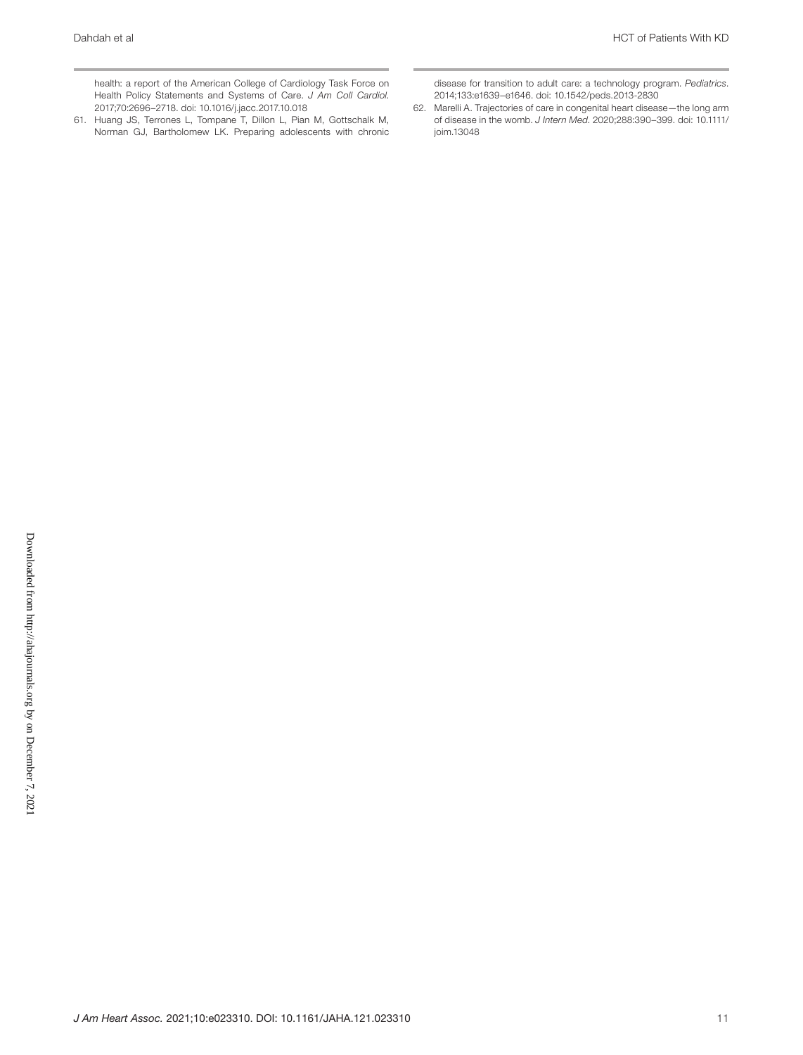health: a report of the American College of Cardiology Task Force on Health Policy Statements and Systems of Care. *J Am Coll Cardiol*. 2017;70:2696–2718. doi: 10.1016/j.jacc.2017.10.018

61. Huang JS, Terrones L, Tompane T, Dillon L, Pian M, Gottschalk M, Norman GJ, Bartholomew LK. Preparing adolescents with chronic disease for transition to adult care: a technology program. *Pediatrics*. 2014;133:e1639–e1646. doi: 10.1542/peds.2013-2830
62. Marelli A. Trajectories of care in congenital heart disease—the long arm of disease in the womb. *J Intern Med*. 2020;288:390–399. doi: 10.1111/joim.13048